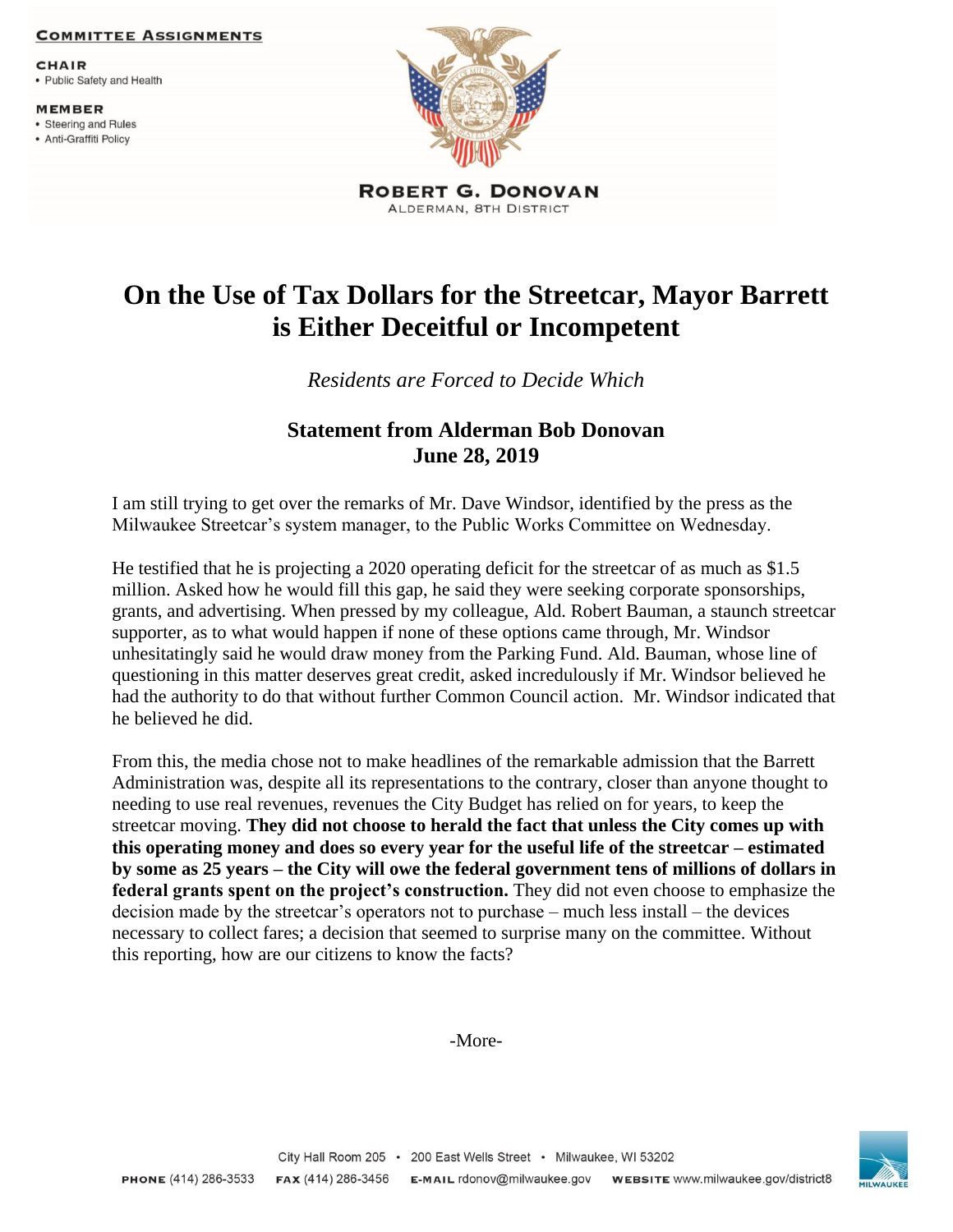**COMMITTEE ASSIGNMENTS**

**CHAIR**
- Public Safety and Health

**MEMBER**
- Steering and Rules
- Anti-Graffiti Policy

**ROBERT G. DONOVAN**
ALDERMAN, 8TH DISTRICT

# On the Use of Tax Dollars for the Streetcar, Mayor Barrett is Either Deceitful or Incompetent

*Residents are Forced to Decide Which*

## Statement from Alderman Bob Donovan
## June 28, 2019

I am still trying to get over the remarks of Mr. Dave Windsor, identified by the press as the Milwaukee Streetcar's system manager, to the Public Works Committee on Wednesday.

He testified that he is projecting a 2020 operating deficit for the streetcar of as much as $1.5 million. Asked how he would fill this gap, he said they were seeking corporate sponsorships, grants, and advertising. When pressed by my colleague, Ald. Robert Bauman, a staunch streetcar supporter, as to what would happen if none of these options came through, Mr. Windsor unhesitatingly said he would draw money from the Parking Fund. Ald. Bauman, whose line of questioning in this matter deserves great credit, asked incredulously if Mr. Windsor believed he had the authority to do that without further Common Council action. Mr. Windsor indicated that he believed he did.

From this, the media chose not to make headlines of the remarkable admission that the Barrett Administration was, despite all its representations to the contrary, closer than anyone thought to needing to use real revenues, revenues the City Budget has relied on for years, to keep the streetcar moving. **They did not choose to herald the fact that unless the City comes up with this operating money and does so every year for the useful life of the streetcar – estimated by some as 25 years – the City will owe the federal government tens of millions of dollars in federal grants spent on the project's construction.** They did not even choose to emphasize the decision made by the streetcar's operators not to purchase – much less install – the devices necessary to collect fares; a decision that seemed to surprise many on the committee. Without this reporting, how are our citizens to know the facts?

-More-

City Hall Room 205 • 200 East Wells Street • Milwaukee, WI 53202

PHONE (414) 286-3533 FAX (414) 286-3456 E-MAIL rdonov@milwaukee.gov WEBSITE www.milwaukee.gov/district8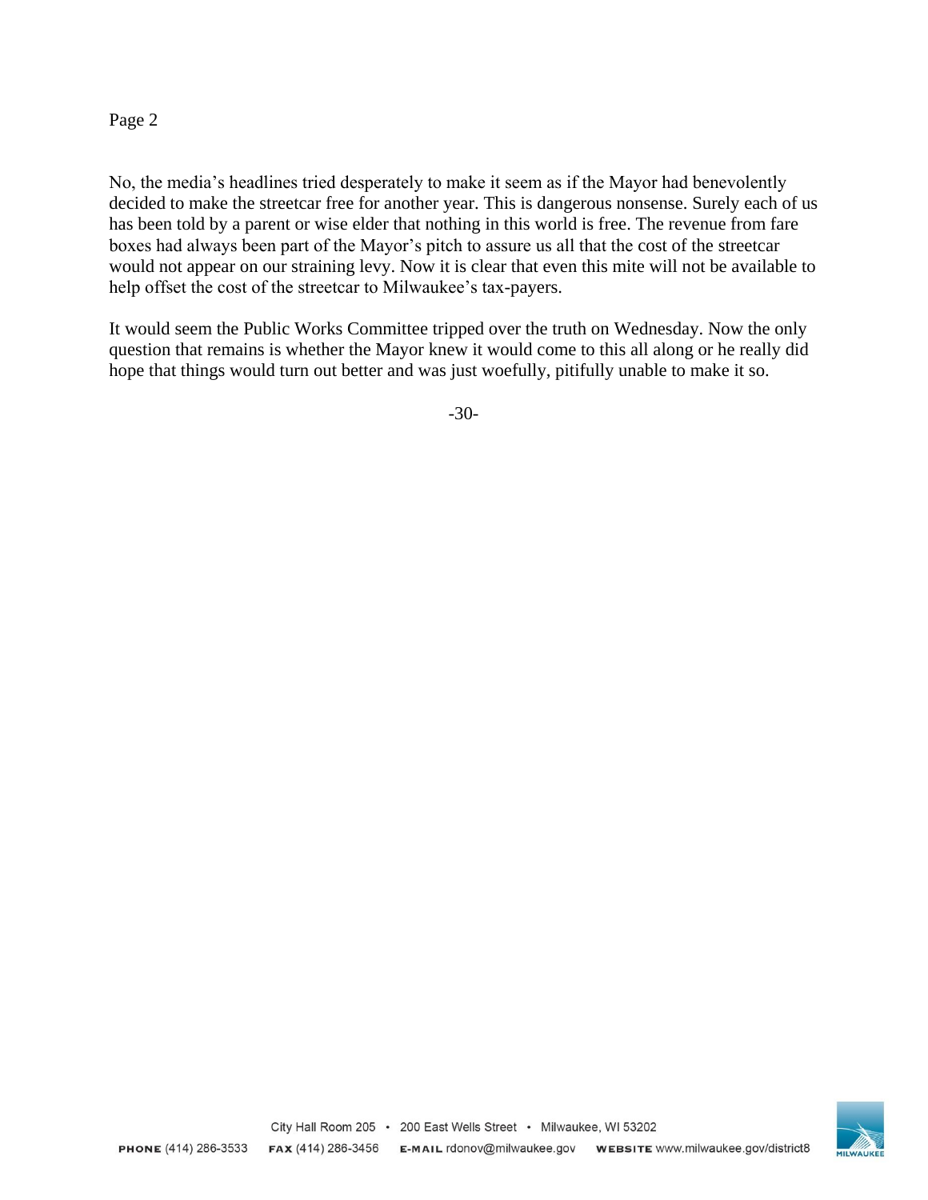No, the media's headlines tried desperately to make it seem as if the Mayor had benevolently decided to make the streetcar free for another year. This is dangerous nonsense. Surely each of us has been told by a parent or wise elder that nothing in this world is free. The revenue from fare boxes had always been part of the Mayor's pitch to assure us all that the cost of the streetcar would not appear on our straining levy. Now it is clear that even this mite will not be available to help offset the cost of the streetcar to Milwaukee's tax-payers.

It would seem the Public Works Committee tripped over the truth on Wednesday. Now the only question that remains is whether the Mayor knew it would come to this all along or he really did hope that things would turn out better and was just woefully, pitifully unable to make it so.

-30-

City Hall Room 205 • 200 East Wells Street • Milwaukee, WI 53202

PHONE (414) 286-3533 FAX (414) 286-3456 E-MAIL rdonov@milwaukee.gov WEBSITE www.milwaukee.gov/district8